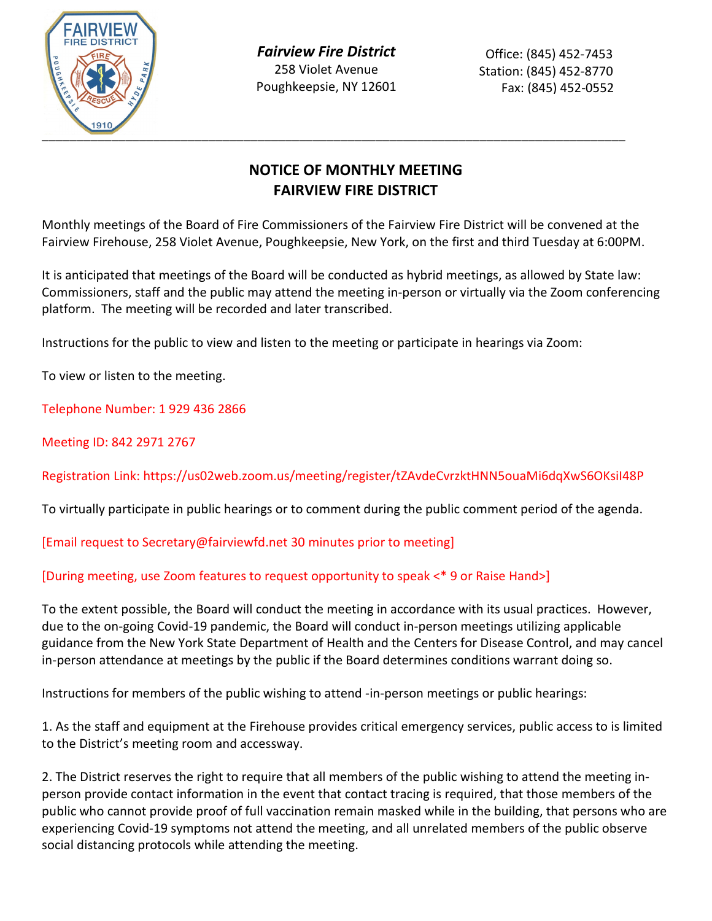*Fairview Fire District*
258 Violet Avenue
Poughkeepsie, NY 12601

Office: (845) 452-7453
Station: (845) 452-8770
Fax: (845) 452-0552

---

# NOTICE OF MONTHLY MEETING
# FAIRVIEW FIRE DISTRICT

Monthly meetings of the Board of Fire Commissioners of the Fairview Fire District will be convened at the Fairview Firehouse, 258 Violet Avenue, Poughkeepsie, New York, on the first and third Tuesday at 6:00PM.

It is anticipated that meetings of the Board will be conducted as hybrid meetings, as allowed by State law: Commissioners, staff and the public may attend the meeting in-person or virtually via the Zoom conferencing platform. The meeting will be recorded and later transcribed.

Instructions for the public to view and listen to the meeting or participate in hearings via Zoom:

To view or listen to the meeting.

Telephone Number: 1 929 436 2866

Meeting ID: 842 2971 2767

Registration Link: https://us02web.zoom.us/meeting/register/tZAvdeCvrzktHNN5ouaMi6dqXwS6OKsiI48P

To virtually participate in public hearings or to comment during the public comment period of the agenda.

[Email request to Secretary@fairviewfd.net 30 minutes prior to meeting]

[During meeting, use Zoom features to request opportunity to speak <* 9 or Raise Hand>]

To the extent possible, the Board will conduct the meeting in accordance with its usual practices. However, due to the on-going Covid-19 pandemic, the Board will conduct in-person meetings utilizing applicable guidance from the New York State Department of Health and the Centers for Disease Control, and may cancel in-person attendance at meetings by the public if the Board determines conditions warrant doing so.

Instructions for members of the public wishing to attend -in-person meetings or public hearings:

1. As the staff and equipment at the Firehouse provides critical emergency services, public access to is limited to the District's meeting room and accessway.

2. The District reserves the right to require that all members of the public wishing to attend the meeting in-person provide contact information in the event that contact tracing is required, that those members of the public who cannot provide proof of full vaccination remain masked while in the building, that persons who are experiencing Covid-19 symptoms not attend the meeting, and all unrelated members of the public observe social distancing protocols while attending the meeting.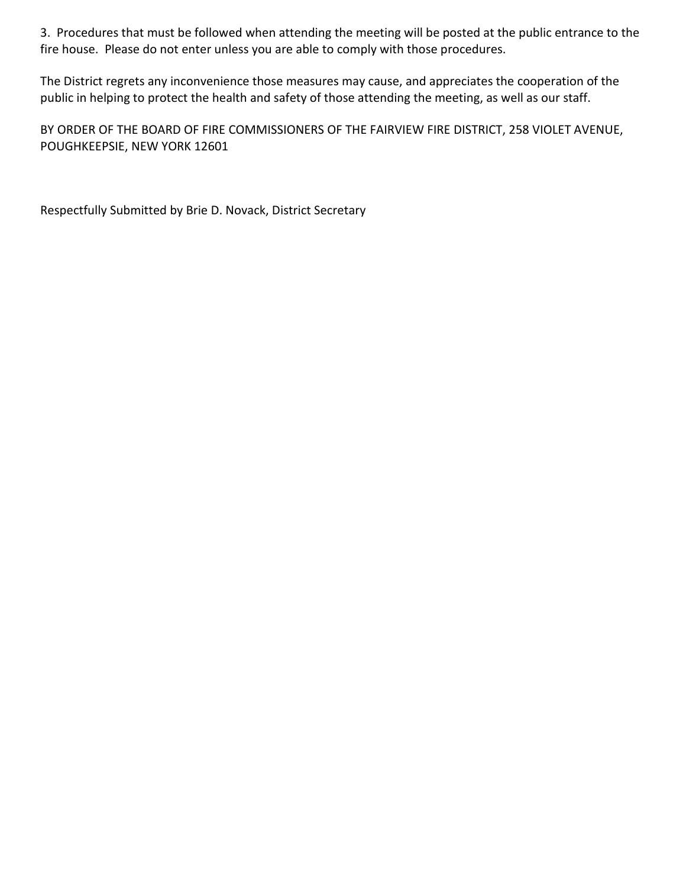3. Procedures that must be followed when attending the meeting will be posted at the public entrance to the fire house. Please do not enter unless you are able to comply with those procedures.

The District regrets any inconvenience those measures may cause, and appreciates the cooperation of the public in helping to protect the health and safety of those attending the meeting, as well as our staff.

BY ORDER OF THE BOARD OF FIRE COMMISSIONERS OF THE FAIRVIEW FIRE DISTRICT, 258 VIOLET AVENUE, POUGHKEEPSIE, NEW YORK 12601

Respectfully Submitted by Brie D. Novack, District Secretary